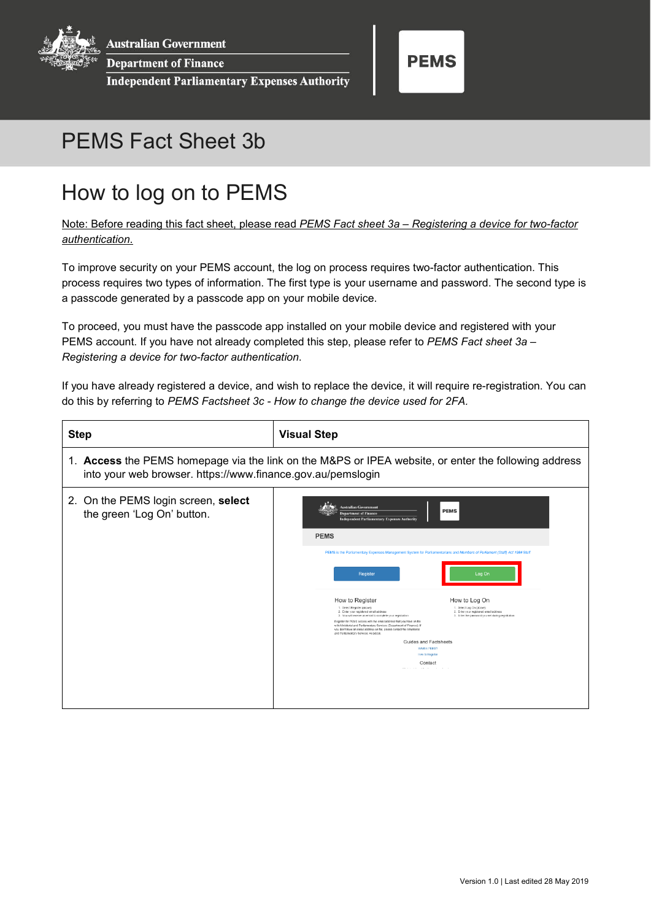Australian Government
Department of Finance
Independent Parliamentary Expenses Authority

PEMS

# PEMS Fact Sheet 3b

## How to log on to PEMS

Note: Before reading this fact sheet, please read *PEMS Fact sheet 3a – Registering a device for two-factor authentication*.

To improve security on your PEMS account, the log on process requires two-factor authentication. This process requires two types of information. The first type is your username and password. The second type is a passcode generated by a passcode app on your mobile device.

To proceed, you must have the passcode app installed on your mobile device and registered with your PEMS account. If you have not already completed this step, please refer to *PEMS Fact sheet 3a – Registering a device for two-factor authentication*.

If you have already registered a device, and wish to replace the device, it will require re-registration. You can do this by referring to *PEMS Factsheet 3c - How to change the device used for 2FA.*

| Step | Visual Step |
|---|---|
| 1. **Access** the PEMS homepage via the link on the M&PS or IPEA website, or enter the following address into your web browser. https://www.finance.gov.au/pemslogin | |
| 2. On the PEMS login screen, **select** the green 'Log On' button. | |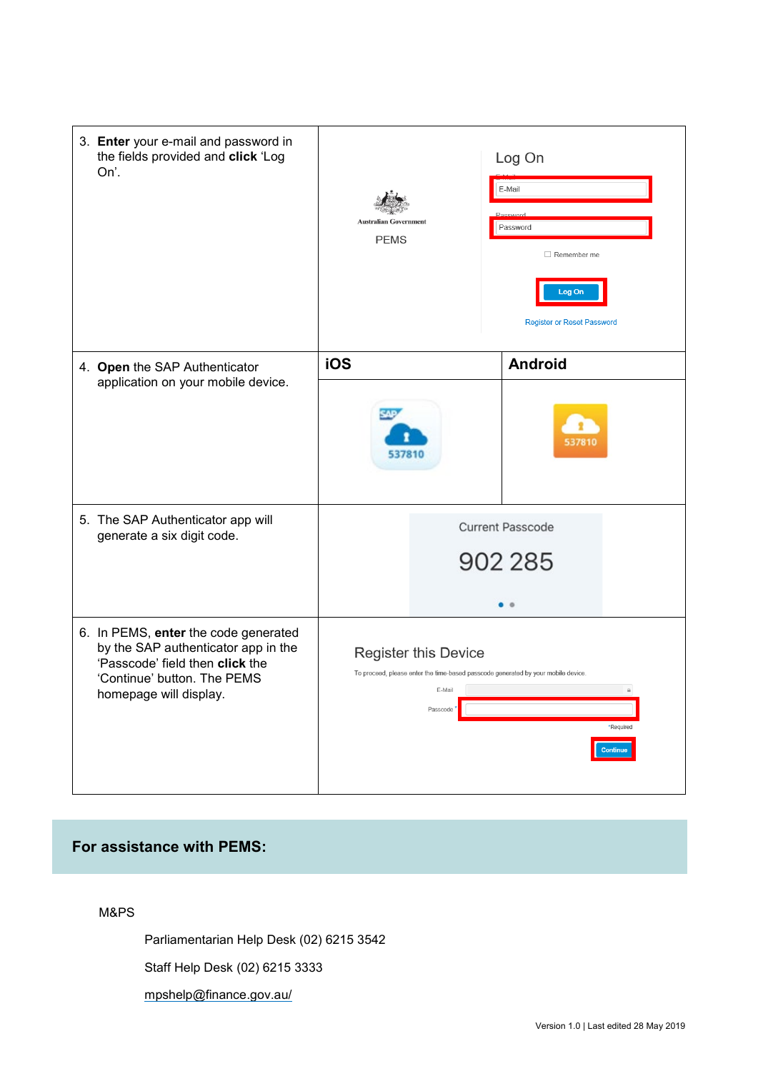| | | |
|---|---|---|
| 3. **Enter** your e-mail and password in the fields provided and **click** 'Log On'. | | |
| 4. **Open** the SAP Authenticator application on your mobile device. | **iOS** | **Android** |
| 5. The SAP Authenticator app will generate a six digit code. | | |
| 6. In PEMS, **enter** the code generated by the SAP authenticator app in the 'Passcode' field then **click** the 'Continue' button. The PEMS homepage will display. | | |

## For assistance with PEMS:

M&PS

Parliamentarian Help Desk (02) 6215 3542

Staff Help Desk (02) 6215 3333

mpshelp@finance.gov.au/

Version 1.0 | Last edited 28 May 2019